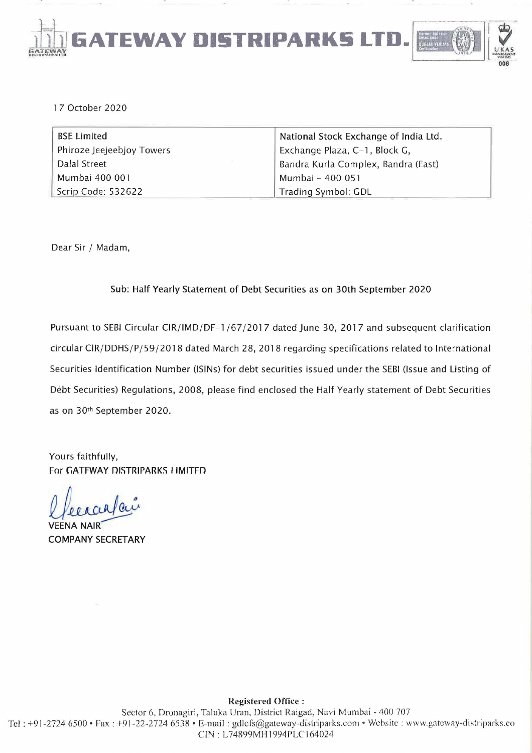# GATEWAY DISTRIPARKS LTD.

17 October 2020

| BSE Limited | National Stock Exchange of India Ltd. |
|---|---|
| Phiroze Jeejeebjoy Towers | Exchange Plaza, C-1, Block G, |
| Dalal Street | Bandra Kurla Complex, Bandra (East) |
| Mumbai 400 001 | Mumbai – 400 051 |
| Scrip Code: 532622 | Trading Symbol: GDL |

Dear Sir / Madam,

**Sub: Half Yearly Statement of Debt Securities as on 30th September 2020**

Pursuant to SEBI Circular CIR/IMD/DF-1/67/2017 dated June 30, 2017 and subsequent clarification circular CIR/DDHS/P/59/2018 dated March 28, 2018 regarding specifications related to International Securities Identification Number (ISINs) for debt securities issued under the SEBI (Issue and Listing of Debt Securities) Regulations, 2008, please find enclosed the Half Yearly statement of Debt Securities as on 30th September 2020.

Yours faithfully,
For GATEWAY DISTRIPARKS LIMITED

VEENA NAIR
COMPANY SECRETARY

**Registered Office :**
Sector 6, Dronagiri, Taluka Uran, District Raigad, Navi Mumbai - 400 707
Tel : +91-2724 6500 • Fax : +91-22-2724 6538 • E-mail : gdlcfs@gateway-distriparks.com • Website : www.gateway-distriparks.co
CIN : L74899MH1994PLC164024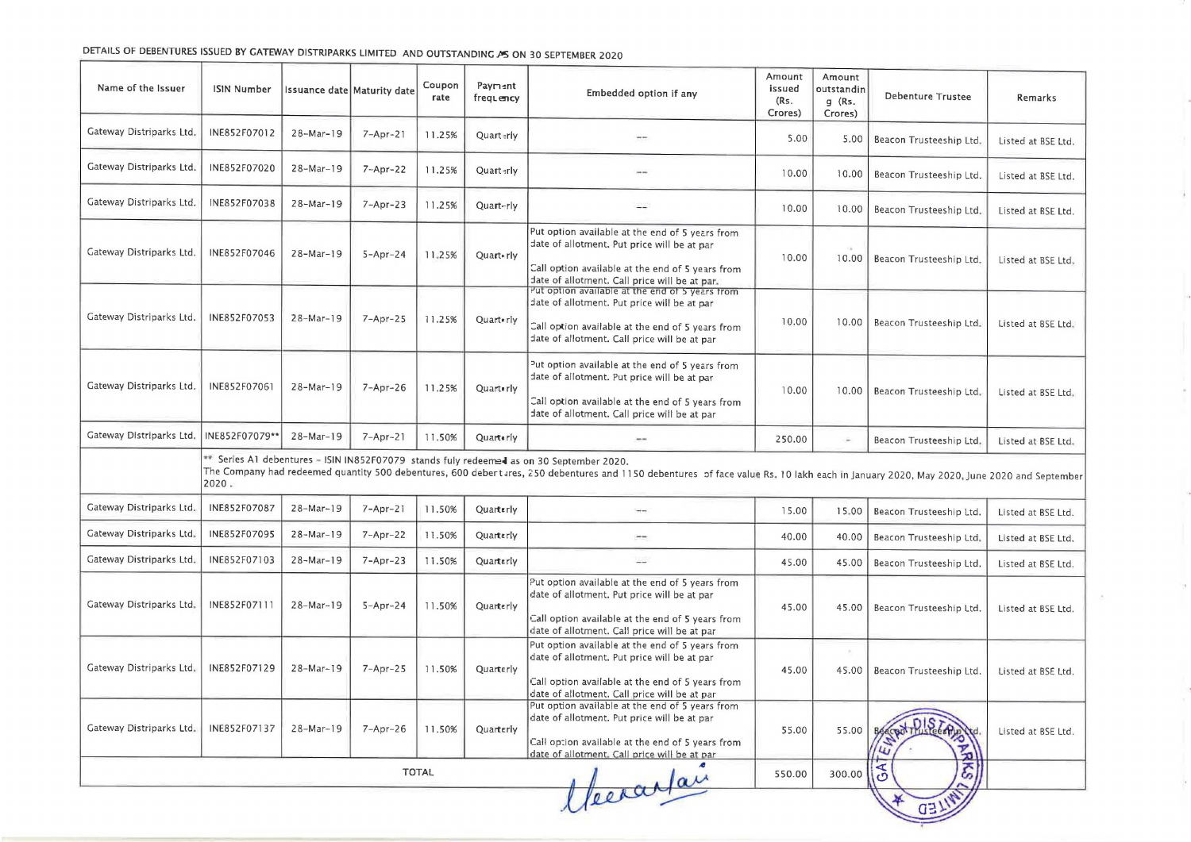DETAILS OF DEBENTURES ISSUED BY GATEWAY DISTRIPARKS LIMITED AND OUTSTANDING AS ON 30 SEPTEMBER 2020

| Name of the Issuer | ISIN Number | Issuance date | Maturity date | Coupon rate | Payment frequency | Embedded option if any | Amount issued (Rs. Crores) | Amount outstanding (Rs. Crores) | Debenture Trustee | Remarks |
|---|---|---|---|---|---|---|---|---|---|---|
| Gateway Distriparks Ltd. | INE852F07012 | 28-Mar-19 | 7-Apr-21 | 11.25% | Quarterly | -- | 5.00 | 5.00 | Beacon Trusteeship Ltd. | Listed at BSE Ltd. |
| Gateway Distriparks Ltd. | INE852F07020 | 28-Mar-19 | 7-Apr-22 | 11.25% | Quarterly | -- | 10.00 | 10.00 | Beacon Trusteeship Ltd. | Listed at BSE Ltd. |
| Gateway Distriparks Ltd. | INE852F07038 | 28-Mar-19 | 7-Apr-23 | 11.25% | Quarterly | -- | 10.00 | 10.00 | Beacon Trusteeship Ltd. | Listed at BSE Ltd. |
| Gateway Distriparks Ltd. | INE852F07046 | 28-Mar-19 | 5-Apr-24 | 11.25% | Quarterly | Put option available at the end of 5 years from date of allotment. Put price will be at par<br><br>Call option available at the end of 5 years from date of allotment. Call price will be at par. | 10.00 | 10.00 | Beacon Trusteeship Ltd. | Listed at BSE Ltd. |
| Gateway Distriparks Ltd. | INE852F07053 | 28-Mar-19 | 7-Apr-25 | 11.25% | Quarterly | Put option available at the end of 5 years from date of allotment. Put price will be at par<br><br>Call option available at the end of 5 years from date of allotment. Call price will be at par | 10.00 | 10.00 | Beacon Trusteeship Ltd. | Listed at BSE Ltd. |
| Gateway Distriparks Ltd. | INE852F07061 | 28-Mar-19 | 7-Apr-26 | 11.25% | Quarterly | Put option available at the end of 5 years from date of allotment. Put price will be at par<br><br>Call option available at the end of 5 years from date of allotment. Call price will be at par | 10.00 | 10.00 | Beacon Trusteeship Ltd. | Listed at BSE Ltd. |
| Gateway Distriparks Ltd. | INE852F07079** | 28-Mar-19 | 7-Apr-21 | 11.50% | Quarterly | -- | 250.00 | - | Beacon Trusteeship Ltd. | Listed at BSE Ltd. |
| | ** Series A1 debentures - ISIN IN852F07079 stands fuly redeemed as on 30 September 2020.<br>The Company had redeemed quantity 500 debentures, 600 debentures, 250 debentures and 1150 debentures of face value Rs. 10 lakh each in January 2020, May 2020, June 2020 and September 2020. | | | | | | | | | |
| Gateway Distriparks Ltd. | INE852F07087 | 28-Mar-19 | 7-Apr-21 | 11.50% | Quarterly | -- | 15.00 | 15.00 | Beacon Trusteeship Ltd. | Listed at BSE Ltd. |
| Gateway Distriparks Ltd. | INE852F07095 | 28-Mar-19 | 7-Apr-22 | 11.50% | Quarterly | -- | 40.00 | 40.00 | Beacon Trusteeship Ltd. | Listed at BSE Ltd. |
| Gateway Distriparks Ltd. | INE852F07103 | 28-Mar-19 | 7-Apr-23 | 11.50% | Quarterly | -- | 45.00 | 45.00 | Beacon Trusteeship Ltd. | Listed at BSE Ltd. |
| Gateway Distriparks Ltd. | INE852F07111 | 28-Mar-19 | 5-Apr-24 | 11.50% | Quarterly | Put option available at the end of 5 years from date of allotment. Put price will be at par<br><br>Call option available at the end of 5 years from date of allotment. Call price will be at par | 45.00 | 45.00 | Beacon Trusteeship Ltd. | Listed at BSE Ltd. |
| Gateway Distriparks Ltd. | INE852F07129 | 28-Mar-19 | 7-Apr-25 | 11.50% | Quarterly | Put option available at the end of 5 years from date of allotment. Put price will be at par<br><br>Call option available at the end of 5 years from date of allotment. Call price will be at par | 45.00 | 45.00 | Beacon Trusteeship Ltd. | Listed at BSE Ltd. |
| Gateway Distriparks Ltd. | INE852F07137 | 28-Mar-19 | 7-Apr-26 | 11.50% | Quarterly | Put option available at the end of 5 years from date of allotment. Put price will be at par<br><br>Call option available at the end of 5 years from date of allotment. Call price will be at par | 55.00 | 55.00 | Beacon Trusteeship Ltd. | Listed at BSE Ltd. |
| TOTAL | | | | | | | 550.00 | 300.00 | | |